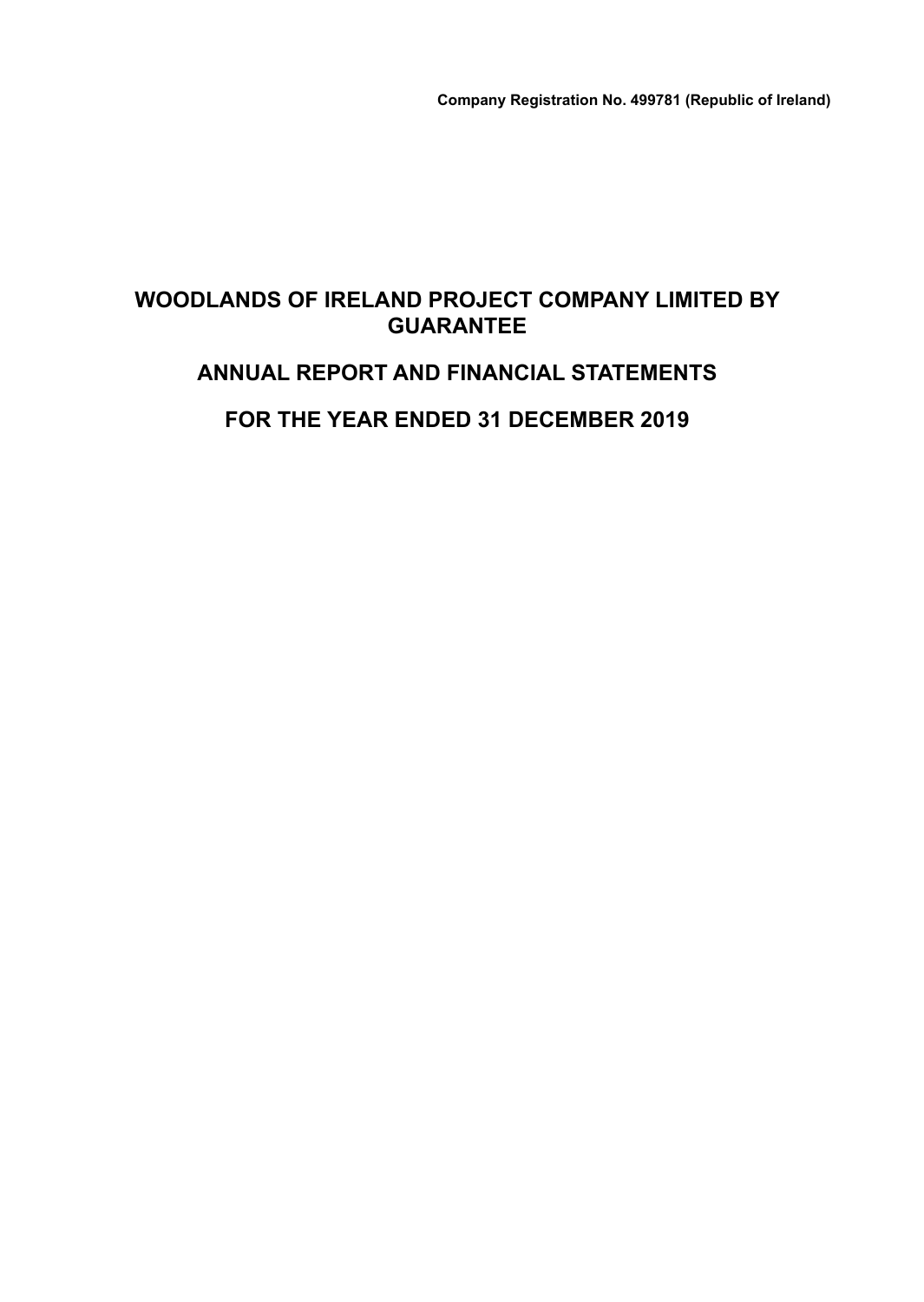**Company Registration No. 499781 (Republic of Ireland)**

# WOODLANDS OF IRELAND PROJECT COMPANY LIMITED BY GUARANTEE

# ANNUAL REPORT AND FINANCIAL STATEMENTS

# FOR THE YEAR ENDED 31 DECEMBER 2019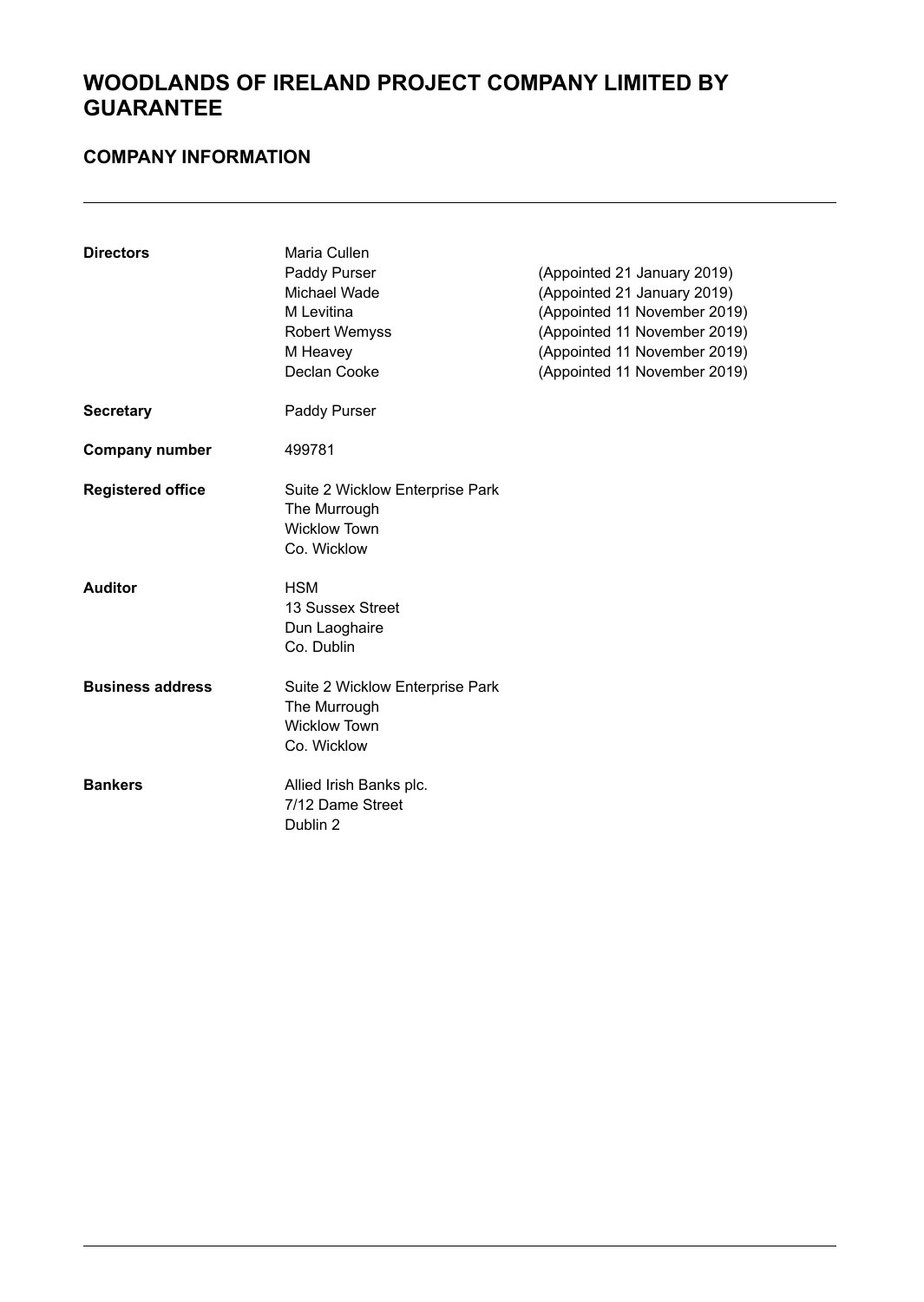# WOODLANDS OF IRELAND PROJECT COMPANY LIMITED BY GUARANTEE

## COMPANY INFORMATION

| | | |
|---|---|---|
| **Directors** | Maria Cullen | |
| | Paddy Purser | (Appointed 21 January 2019) |
| | Michael Wade | (Appointed 21 January 2019) |
| | M Levitina | (Appointed 11 November 2019) |
| | Robert Wemyss | (Appointed 11 November 2019) |
| | M Heavey | (Appointed 11 November 2019) |
| | Declan Cooke | (Appointed 11 November 2019) |
| **Secretary** | Paddy Purser | |
| **Company number** | 499781 | |
| **Registered office** | Suite 2 Wicklow Enterprise Park<br>The Murrough<br>Wicklow Town<br>Co. Wicklow | |
| **Auditor** | HSM<br>13 Sussex Street<br>Dun Laoghaire<br>Co. Dublin | |
| **Business address** | Suite 2 Wicklow Enterprise Park<br>The Murrough<br>Wicklow Town<br>Co. Wicklow | |
| **Bankers** | Allied Irish Banks plc.<br>7/12 Dame Street<br>Dublin 2 | |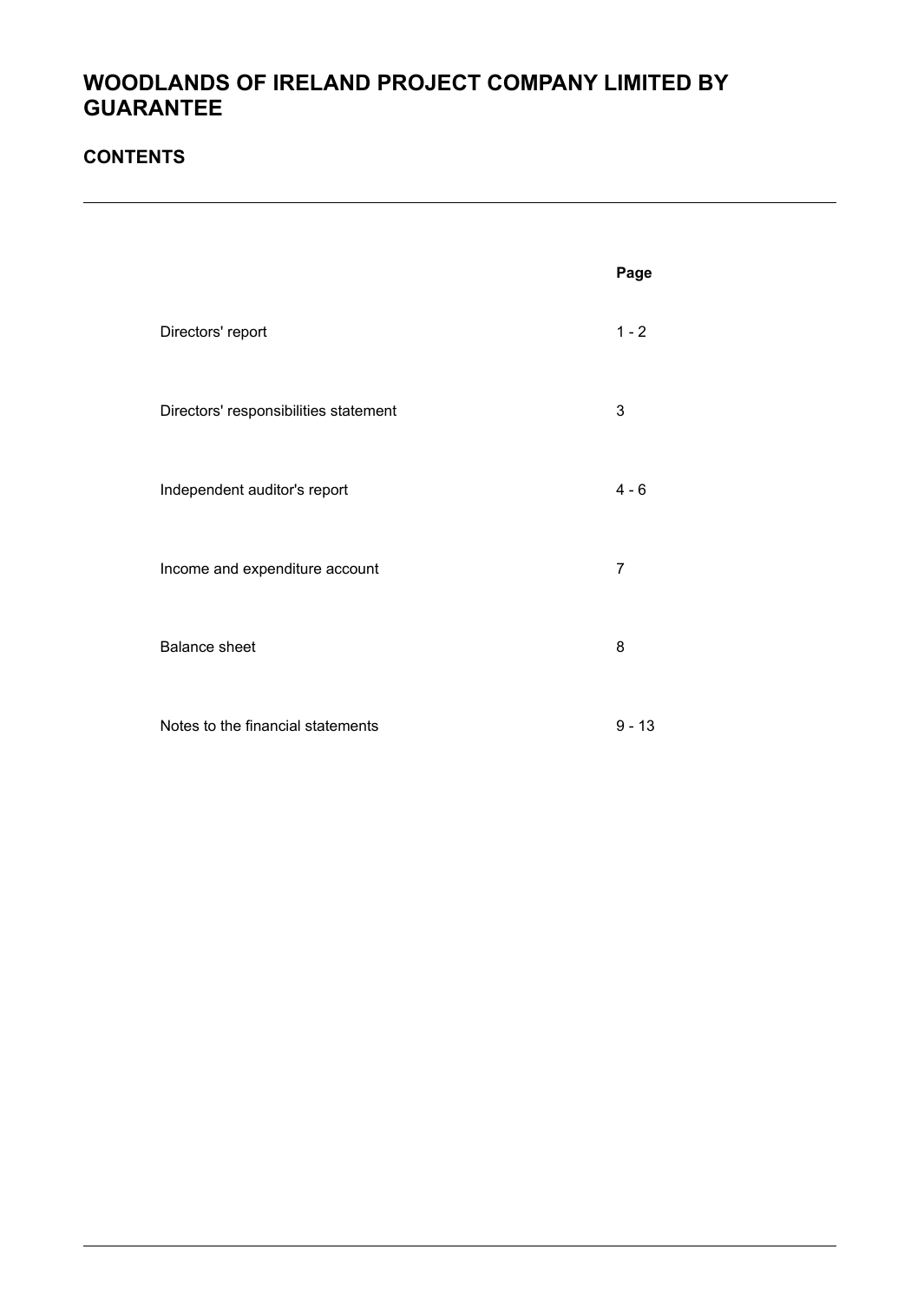# WOODLANDS OF IRELAND PROJECT COMPANY LIMITED BY GUARANTEE

## CONTENTS

| | Page |
|---|---|
| Directors' report | 1 - 2 |
| Directors' responsibilities statement | 3 |
| Independent auditor's report | 4 - 6 |
| Income and expenditure account | 7 |
| Balance sheet | 8 |
| Notes to the financial statements | 9 - 13 |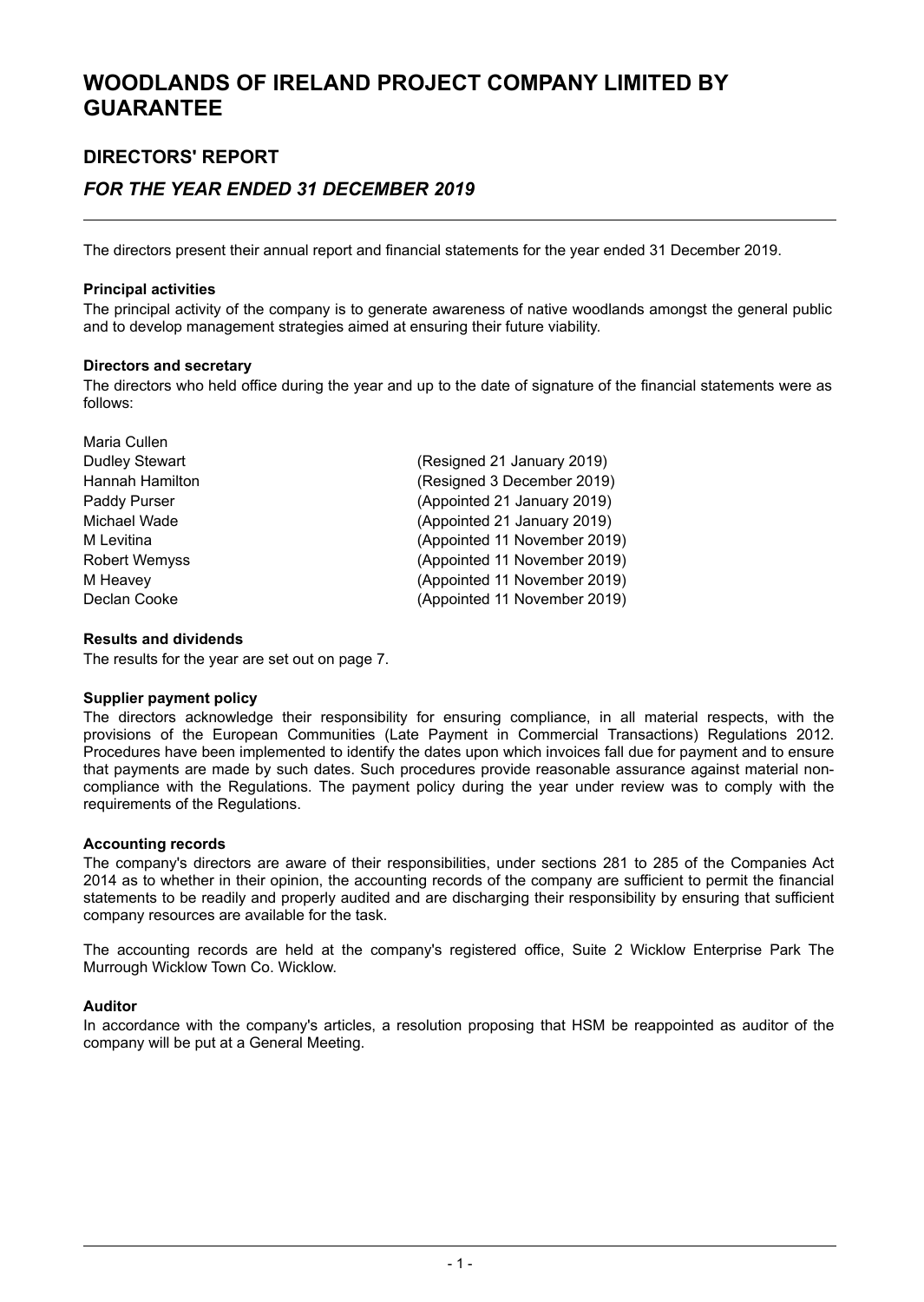# WOODLANDS OF IRELAND PROJECT COMPANY LIMITED BY GUARANTEE

## DIRECTORS' REPORT

## *FOR THE YEAR ENDED 31 DECEMBER 2019*

The directors present their annual report and financial statements for the year ended 31 December 2019.

### Principal activities

The principal activity of the company is to generate awareness of native woodlands amongst the general public and to develop management strategies aimed at ensuring their future viability.

### Directors and secretary

The directors who held office during the year and up to the date of signature of the financial statements were as follows:

| | |
|---|---|
| Maria Cullen | |
| Dudley Stewart | (Resigned 21 January 2019) |
| Hannah Hamilton | (Resigned 3 December 2019) |
| Paddy Purser | (Appointed 21 January 2019) |
| Michael Wade | (Appointed 21 January 2019) |
| M Levitina | (Appointed 11 November 2019) |
| Robert Wemyss | (Appointed 11 November 2019) |
| M Heavey | (Appointed 11 November 2019) |
| Declan Cooke | (Appointed 11 November 2019) |

### Results and dividends

The results for the year are set out on page 7.

### Supplier payment policy

The directors acknowledge their responsibility for ensuring compliance, in all material respects, with the provisions of the European Communities (Late Payment in Commercial Transactions) Regulations 2012. Procedures have been implemented to identify the dates upon which invoices fall due for payment and to ensure that payments are made by such dates. Such procedures provide reasonable assurance against material non-compliance with the Regulations. The payment policy during the year under review was to comply with the requirements of the Regulations.

### Accounting records

The company's directors are aware of their responsibilities, under sections 281 to 285 of the Companies Act 2014 as to whether in their opinion, the accounting records of the company are sufficient to permit the financial statements to be readily and properly audited and are discharging their responsibility by ensuring that sufficient company resources are available for the task.

The accounting records are held at the company's registered office, Suite 2 Wicklow Enterprise Park The Murrough Wicklow Town Co. Wicklow.

### Auditor

In accordance with the company's articles, a resolution proposing that HSM be reappointed as auditor of the company will be put at a General Meeting.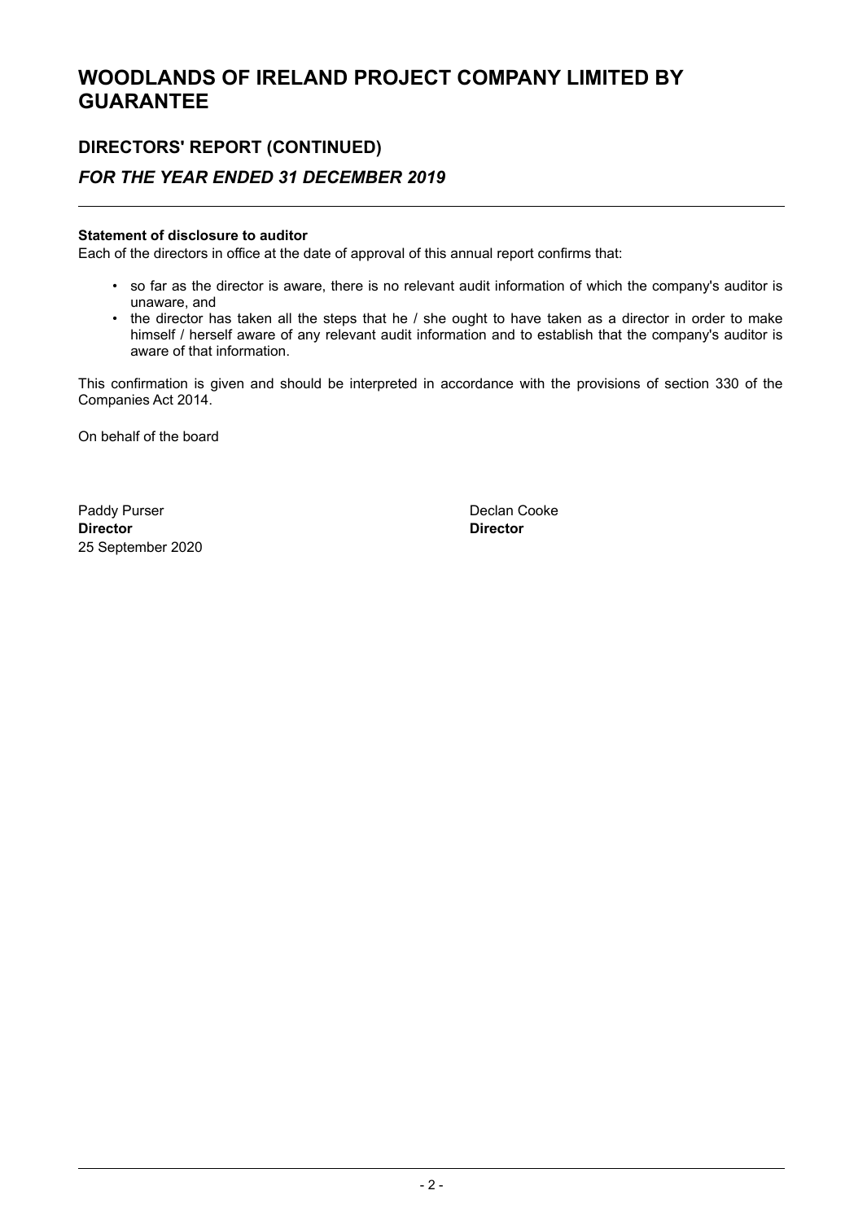# WOODLANDS OF IRELAND PROJECT COMPANY LIMITED BY GUARANTEE

## DIRECTORS' REPORT (CONTINUED)

### *FOR THE YEAR ENDED 31 DECEMBER 2019*

**Statement of disclosure to auditor**

Each of the directors in office at the date of approval of this annual report confirms that:

- so far as the director is aware, there is no relevant audit information of which the company's auditor is unaware, and
- the director has taken all the steps that he / she ought to have taken as a director in order to make himself / herself aware of any relevant audit information and to establish that the company's auditor is aware of that information.

This confirmation is given and should be interpreted in accordance with the provisions of section 330 of the Companies Act 2014.

On behalf of the board

Paddy Purser
**Director**
25 September 2020

Declan Cooke
**Director**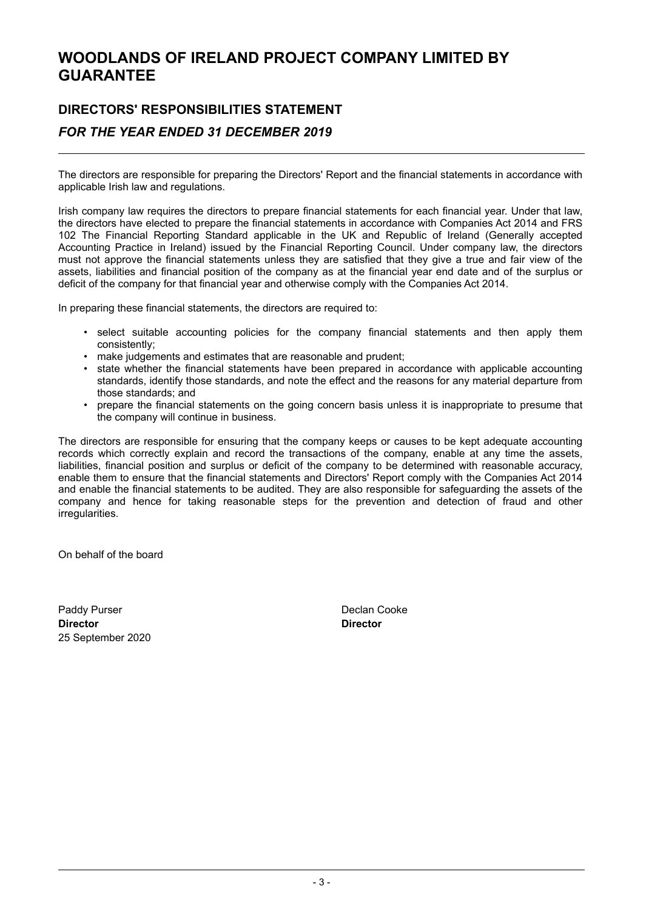# WOODLANDS OF IRELAND PROJECT COMPANY LIMITED BY GUARANTEE

## DIRECTORS' RESPONSIBILITIES STATEMENT

### *FOR THE YEAR ENDED 31 DECEMBER 2019*

The directors are responsible for preparing the Directors' Report and the financial statements in accordance with applicable Irish law and regulations.

Irish company law requires the directors to prepare financial statements for each financial year. Under that law, the directors have elected to prepare the financial statements in accordance with Companies Act 2014 and FRS 102 The Financial Reporting Standard applicable in the UK and Republic of Ireland (Generally accepted Accounting Practice in Ireland) issued by the Financial Reporting Council. Under company law, the directors must not approve the financial statements unless they are satisfied that they give a true and fair view of the assets, liabilities and financial position of the company as at the financial year end date and of the surplus or deficit of the company for that financial year and otherwise comply with the Companies Act 2014.

In preparing these financial statements, the directors are required to:

- select suitable accounting policies for the company financial statements and then apply them consistently;
- make judgements and estimates that are reasonable and prudent;
- state whether the financial statements have been prepared in accordance with applicable accounting standards, identify those standards, and note the effect and the reasons for any material departure from those standards; and
- prepare the financial statements on the going concern basis unless it is inappropriate to presume that the company will continue in business.

The directors are responsible for ensuring that the company keeps or causes to be kept adequate accounting records which correctly explain and record the transactions of the company, enable at any time the assets, liabilities, financial position and surplus or deficit of the company to be determined with reasonable accuracy, enable them to ensure that the financial statements and Directors' Report comply with the Companies Act 2014 and enable the financial statements to be audited. They are also responsible for safeguarding the assets of the company and hence for taking reasonable steps for the prevention and detection of fraud and other irregularities.

On behalf of the board

Paddy Purser
**Director**
25 September 2020

Declan Cooke
**Director**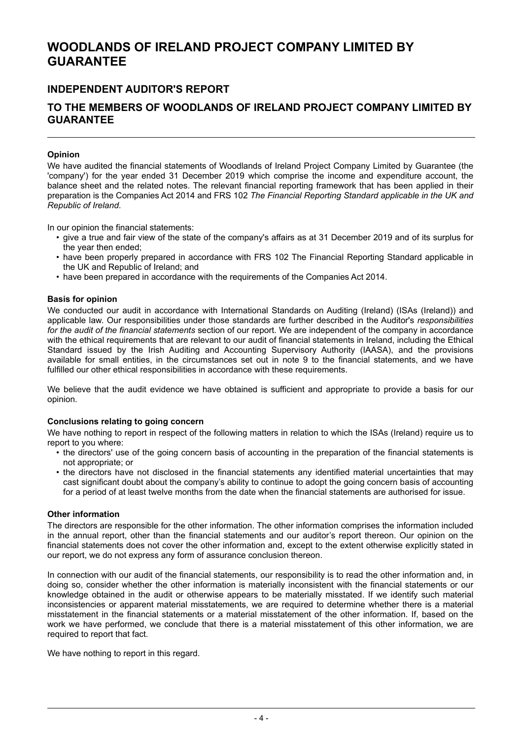# WOODLANDS OF IRELAND PROJECT COMPANY LIMITED BY GUARANTEE

## INDEPENDENT AUDITOR'S REPORT

## TO THE MEMBERS OF WOODLANDS OF IRELAND PROJECT COMPANY LIMITED BY GUARANTEE

**Opinion**

We have audited the financial statements of Woodlands of Ireland Project Company Limited by Guarantee (the 'company') for the year ended 31 December 2019 which comprise the income and expenditure account, the balance sheet and the related notes. The relevant financial reporting framework that has been applied in their preparation is the Companies Act 2014 and FRS 102 *The Financial Reporting Standard applicable in the UK and Republic of Ireland*.

In our opinion the financial statements:

- give a true and fair view of the state of the company's affairs as at 31 December 2019 and of its surplus for the year then ended;
- have been properly prepared in accordance with FRS 102 The Financial Reporting Standard applicable in the UK and Republic of Ireland; and
- have been prepared in accordance with the requirements of the Companies Act 2014.

**Basis for opinion**

We conducted our audit in accordance with International Standards on Auditing (Ireland) (ISAs (Ireland)) and applicable law. Our responsibilities under those standards are further described in the Auditor's *responsibilities for the audit of the financial statements* section of our report. We are independent of the company in accordance with the ethical requirements that are relevant to our audit of financial statements in Ireland, including the Ethical Standard issued by the Irish Auditing and Accounting Supervisory Authority (IAASA), and the provisions available for small entities, in the circumstances set out in note 9 to the financial statements, and we have fulfilled our other ethical responsibilities in accordance with these requirements.

We believe that the audit evidence we have obtained is sufficient and appropriate to provide a basis for our opinion.

**Conclusions relating to going concern**

We have nothing to report in respect of the following matters in relation to which the ISAs (Ireland) require us to report to you where:

- the directors' use of the going concern basis of accounting in the preparation of the financial statements is not appropriate; or
- the directors have not disclosed in the financial statements any identified material uncertainties that may cast significant doubt about the company's ability to continue to adopt the going concern basis of accounting for a period of at least twelve months from the date when the financial statements are authorised for issue.

**Other information**

The directors are responsible for the other information. The other information comprises the information included in the annual report, other than the financial statements and our auditor's report thereon. Our opinion on the financial statements does not cover the other information and, except to the extent otherwise explicitly stated in our report, we do not express any form of assurance conclusion thereon.

In connection with our audit of the financial statements, our responsibility is to read the other information and, in doing so, consider whether the other information is materially inconsistent with the financial statements or our knowledge obtained in the audit or otherwise appears to be materially misstated. If we identify such material inconsistencies or apparent material misstatements, we are required to determine whether there is a material misstatement in the financial statements or a material misstatement of the other information. If, based on the work we have performed, we conclude that there is a material misstatement of this other information, we are required to report that fact.

We have nothing to report in this regard.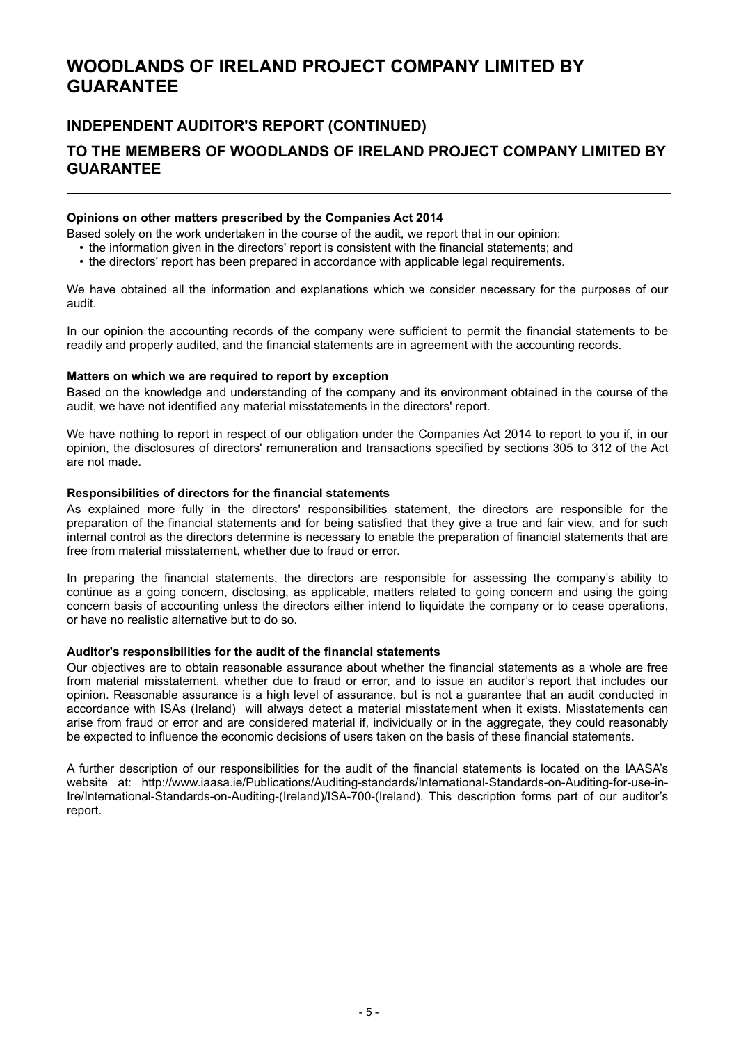# WOODLANDS OF IRELAND PROJECT COMPANY LIMITED BY GUARANTEE

## INDEPENDENT AUDITOR'S REPORT (CONTINUED)

## TO THE MEMBERS OF WOODLANDS OF IRELAND PROJECT COMPANY LIMITED BY GUARANTEE

**Opinions on other matters prescribed by the Companies Act 2014**

Based solely on the work undertaken in the course of the audit, we report that in our opinion:

- the information given in the directors' report is consistent with the financial statements; and
- the directors' report has been prepared in accordance with applicable legal requirements.

We have obtained all the information and explanations which we consider necessary for the purposes of our audit.

In our opinion the accounting records of the company were sufficient to permit the financial statements to be readily and properly audited, and the financial statements are in agreement with the accounting records.

**Matters on which we are required to report by exception**

Based on the knowledge and understanding of the company and its environment obtained in the course of the audit, we have not identified any material misstatements in the directors' report.

We have nothing to report in respect of our obligation under the Companies Act 2014 to report to you if, in our opinion, the disclosures of directors' remuneration and transactions specified by sections 305 to 312 of the Act are not made.

**Responsibilities of directors for the financial statements**

As explained more fully in the directors' responsibilities statement, the directors are responsible for the preparation of the financial statements and for being satisfied that they give a true and fair view, and for such internal control as the directors determine is necessary to enable the preparation of financial statements that are free from material misstatement, whether due to fraud or error.

In preparing the financial statements, the directors are responsible for assessing the company's ability to continue as a going concern, disclosing, as applicable, matters related to going concern and using the going concern basis of accounting unless the directors either intend to liquidate the company or to cease operations, or have no realistic alternative but to do so.

**Auditor's responsibilities for the audit of the financial statements**

Our objectives are to obtain reasonable assurance about whether the financial statements as a whole are free from material misstatement, whether due to fraud or error, and to issue an auditor's report that includes our opinion. Reasonable assurance is a high level of assurance, but is not a guarantee that an audit conducted in accordance with ISAs (Ireland) will always detect a material misstatement when it exists. Misstatements can arise from fraud or error and are considered material if, individually or in the aggregate, they could reasonably be expected to influence the economic decisions of users taken on the basis of these financial statements.

A further description of our responsibilities for the audit of the financial statements is located on the IAASA's website at: http://www.iaasa.ie/Publications/Auditing-standards/International-Standards-on-Auditing-for-use-in-Ire/International-Standards-on-Auditing-(Ireland)/ISA-700-(Ireland). This description forms part of our auditor's report.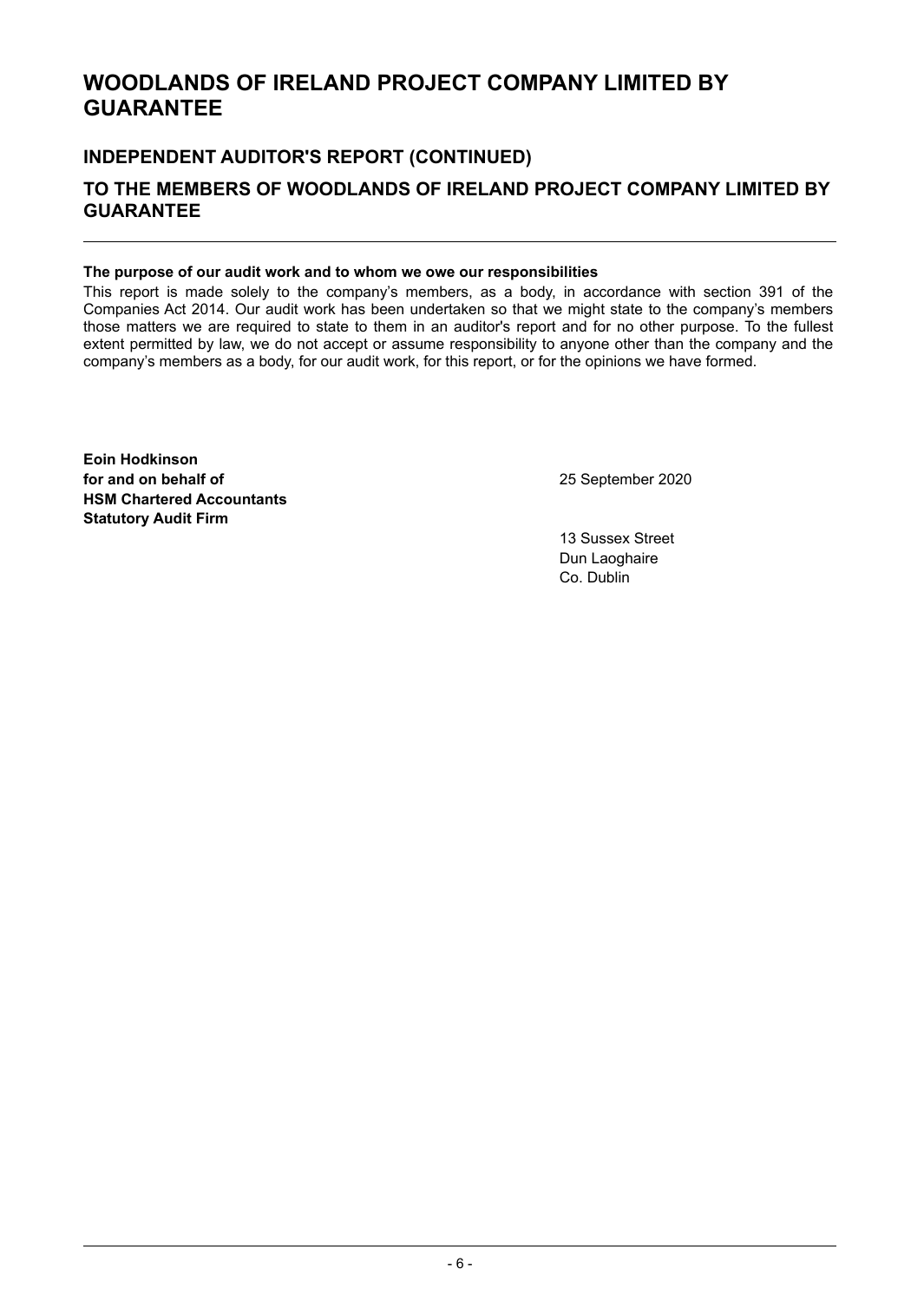# WOODLANDS OF IRELAND PROJECT COMPANY LIMITED BY GUARANTEE

## INDEPENDENT AUDITOR'S REPORT (CONTINUED)

## TO THE MEMBERS OF WOODLANDS OF IRELAND PROJECT COMPANY LIMITED BY GUARANTEE

**The purpose of our audit work and to whom we owe our responsibilities**

This report is made solely to the company's members, as a body, in accordance with section 391 of the Companies Act 2014. Our audit work has been undertaken so that we might state to the company's members those matters we are required to state to them in an auditor's report and for no other purpose. To the fullest extent permitted by law, we do not accept or assume responsibility to anyone other than the company and the company's members as a body, for our audit work, for this report, or for the opinions we have formed.

**Eoin Hodkinson**
**for and on behalf of**
**HSM Chartered Accountants**
**Statutory Audit Firm**

25 September 2020

13 Sussex Street
Dun Laoghaire
Co. Dublin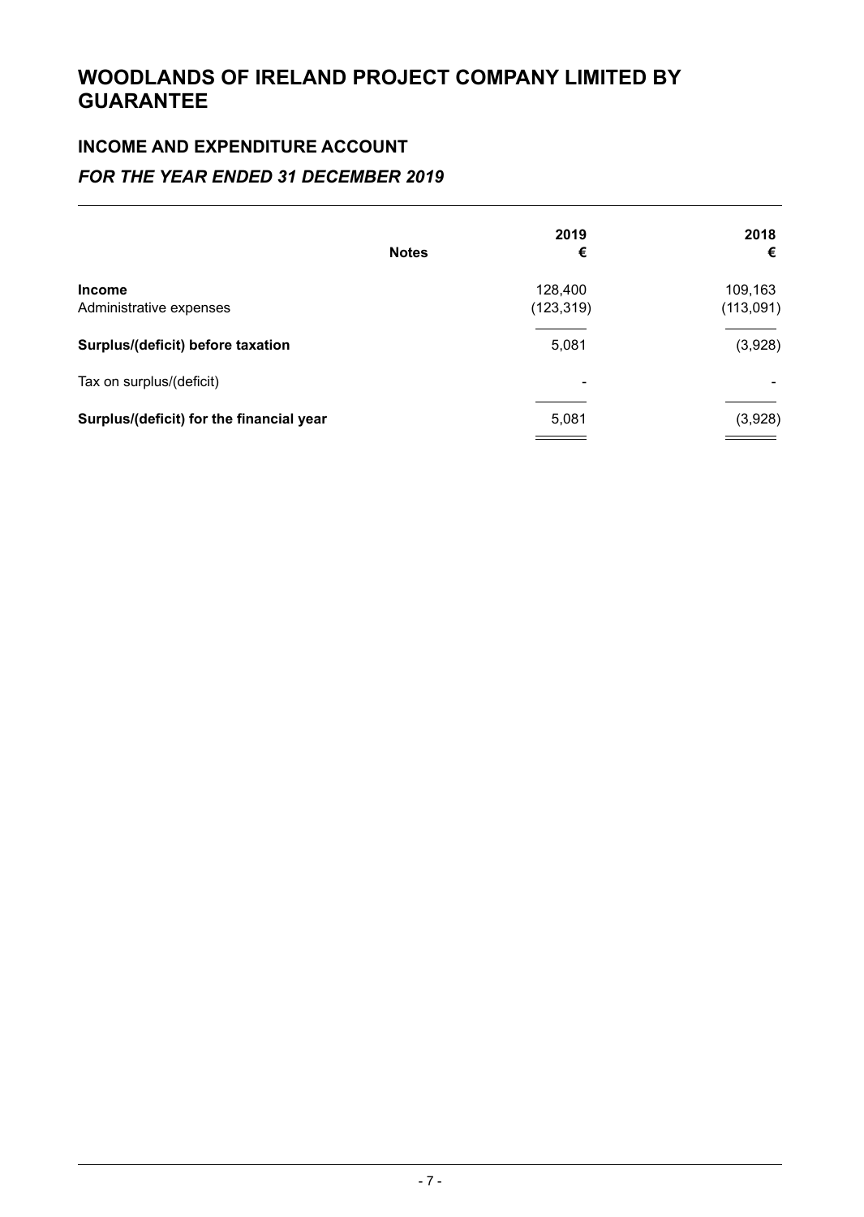# WOODLANDS OF IRELAND PROJECT COMPANY LIMITED BY GUARANTEE

## INCOME AND EXPENDITURE ACCOUNT

### *FOR THE YEAR ENDED 31 DECEMBER 2019*

| | Notes | 2019<br>€ | 2018<br>€ |
|---|---|---|---|
| **Income** | | 128,400 | 109,163 |
| Administrative expenses | | (123,319) | (113,091) |
| **Surplus/(deficit) before taxation** | | 5,081 | (3,928) |
| Tax on surplus/(deficit) | | - | - |
| **Surplus/(deficit) for the financial year** | | 5,081 | (3,928) |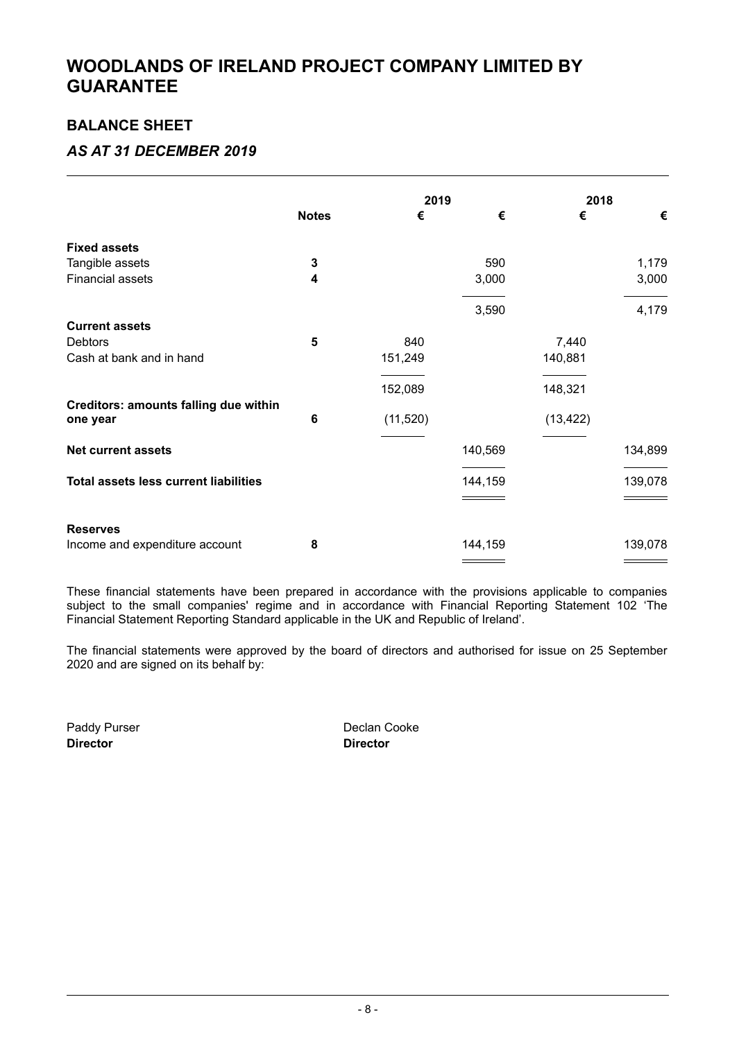# WOODLANDS OF IRELAND PROJECT COMPANY LIMITED BY GUARANTEE

## BALANCE SHEET

### *AS AT 31 DECEMBER 2019*

| | Notes | 2019 € | 2019 € | 2018 € | 2018 € |
|---|---|---|---|---|---|
| **Fixed assets** | | | | | |
| Tangible assets | 3 | | 590 | | 1,179 |
| Financial assets | 4 | | 3,000 | | 3,000 |
| | | | 3,590 | | 4,179 |
| **Current assets** | | | | | |
| Debtors | 5 | 840 | | 7,440 | |
| Cash at bank and in hand | | 151,249 | | 140,881 | |
| | | 152,089 | | 148,321 | |
| **Creditors: amounts falling due within one year** | 6 | (11,520) | | (13,422) | |
| **Net current assets** | | | 140,569 | | 134,899 |
| **Total assets less current liabilities** | | | 144,159 | | 139,078 |
| **Reserves** | | | | | |
| Income and expenditure account | 8 | | 144,159 | | 139,078 |

These financial statements have been prepared in accordance with the provisions applicable to companies subject to the small companies' regime and in accordance with Financial Reporting Statement 102 'The Financial Statement Reporting Standard applicable in the UK and Republic of Ireland'.

The financial statements were approved by the board of directors and authorised for issue on 25 September 2020 and are signed on its behalf by:

Paddy Purser
**Director**

Declan Cooke
**Director**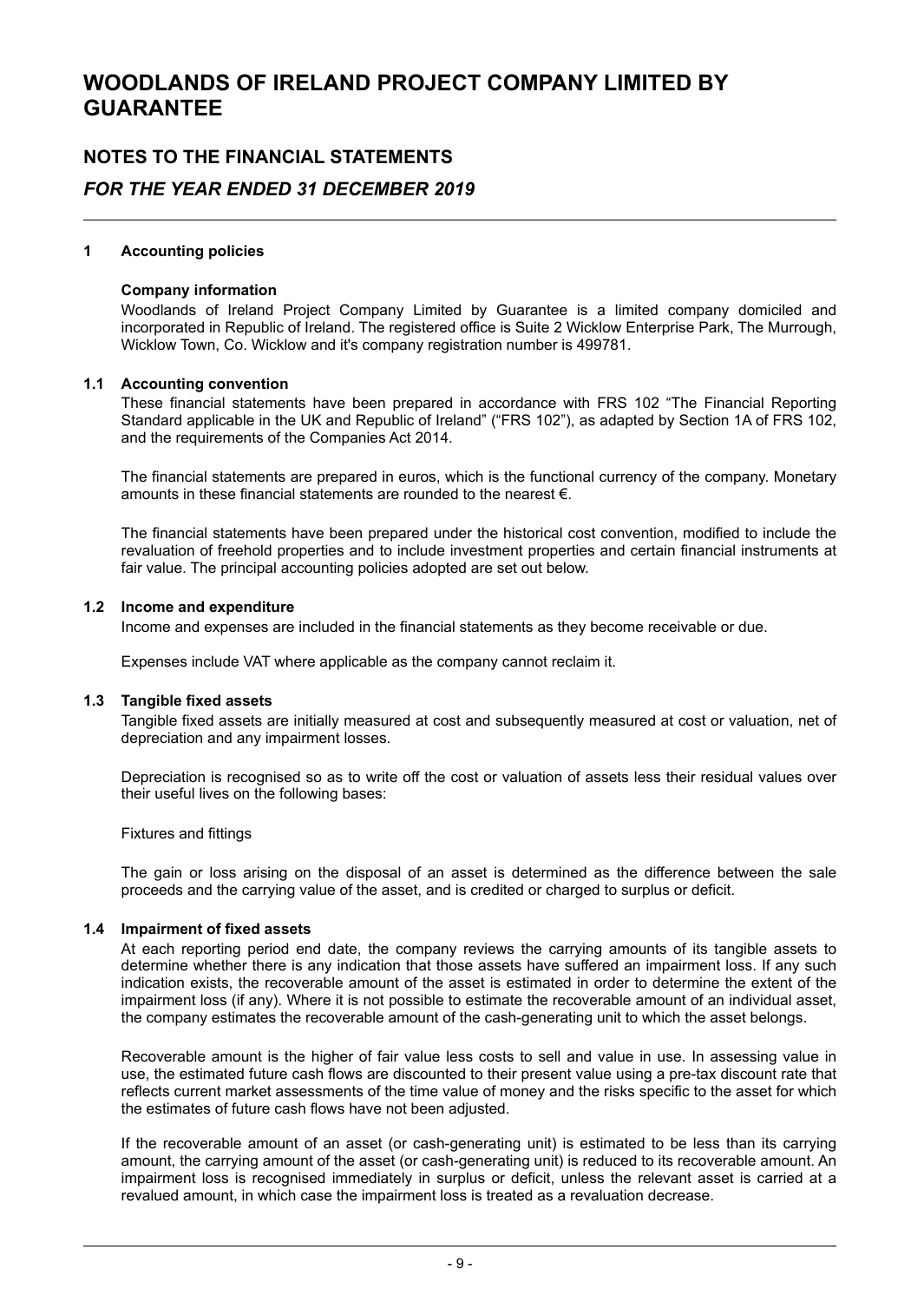# WOODLANDS OF IRELAND PROJECT COMPANY LIMITED BY GUARANTEE

## NOTES TO THE FINANCIAL STATEMENTS

## *FOR THE YEAR ENDED 31 DECEMBER 2019*

### 1 Accounting policies

**Company information**

Woodlands of Ireland Project Company Limited by Guarantee is a limited company domiciled and incorporated in Republic of Ireland. The registered office is Suite 2 Wicklow Enterprise Park, The Murrough, Wicklow Town, Co. Wicklow and it's company registration number is 499781.

### 1.1 Accounting convention

These financial statements have been prepared in accordance with FRS 102 “The Financial Reporting Standard applicable in the UK and Republic of Ireland” (“FRS 102”), as adapted by Section 1A of FRS 102, and the requirements of the Companies Act 2014.

The financial statements are prepared in euros, which is the functional currency of the company. Monetary amounts in these financial statements are rounded to the nearest €.

The financial statements have been prepared under the historical cost convention, modified to include the revaluation of freehold properties and to include investment properties and certain financial instruments at fair value. The principal accounting policies adopted are set out below.

### 1.2 Income and expenditure

Income and expenses are included in the financial statements as they become receivable or due.

Expenses include VAT where applicable as the company cannot reclaim it.

### 1.3 Tangible fixed assets

Tangible fixed assets are initially measured at cost and subsequently measured at cost or valuation, net of depreciation and any impairment losses.

Depreciation is recognised so as to write off the cost or valuation of assets less their residual values over their useful lives on the following bases:

Fixtures and fittings

The gain or loss arising on the disposal of an asset is determined as the difference between the sale proceeds and the carrying value of the asset, and is credited or charged to surplus or deficit.

### 1.4 Impairment of fixed assets

At each reporting period end date, the company reviews the carrying amounts of its tangible assets to determine whether there is any indication that those assets have suffered an impairment loss. If any such indication exists, the recoverable amount of the asset is estimated in order to determine the extent of the impairment loss (if any). Where it is not possible to estimate the recoverable amount of an individual asset, the company estimates the recoverable amount of the cash-generating unit to which the asset belongs.

Recoverable amount is the higher of fair value less costs to sell and value in use. In assessing value in use, the estimated future cash flows are discounted to their present value using a pre-tax discount rate that reflects current market assessments of the time value of money and the risks specific to the asset for which the estimates of future cash flows have not been adjusted.

If the recoverable amount of an asset (or cash-generating unit) is estimated to be less than its carrying amount, the carrying amount of the asset (or cash-generating unit) is reduced to its recoverable amount. An impairment loss is recognised immediately in surplus or deficit, unless the relevant asset is carried at a revalued amount, in which case the impairment loss is treated as a revaluation decrease.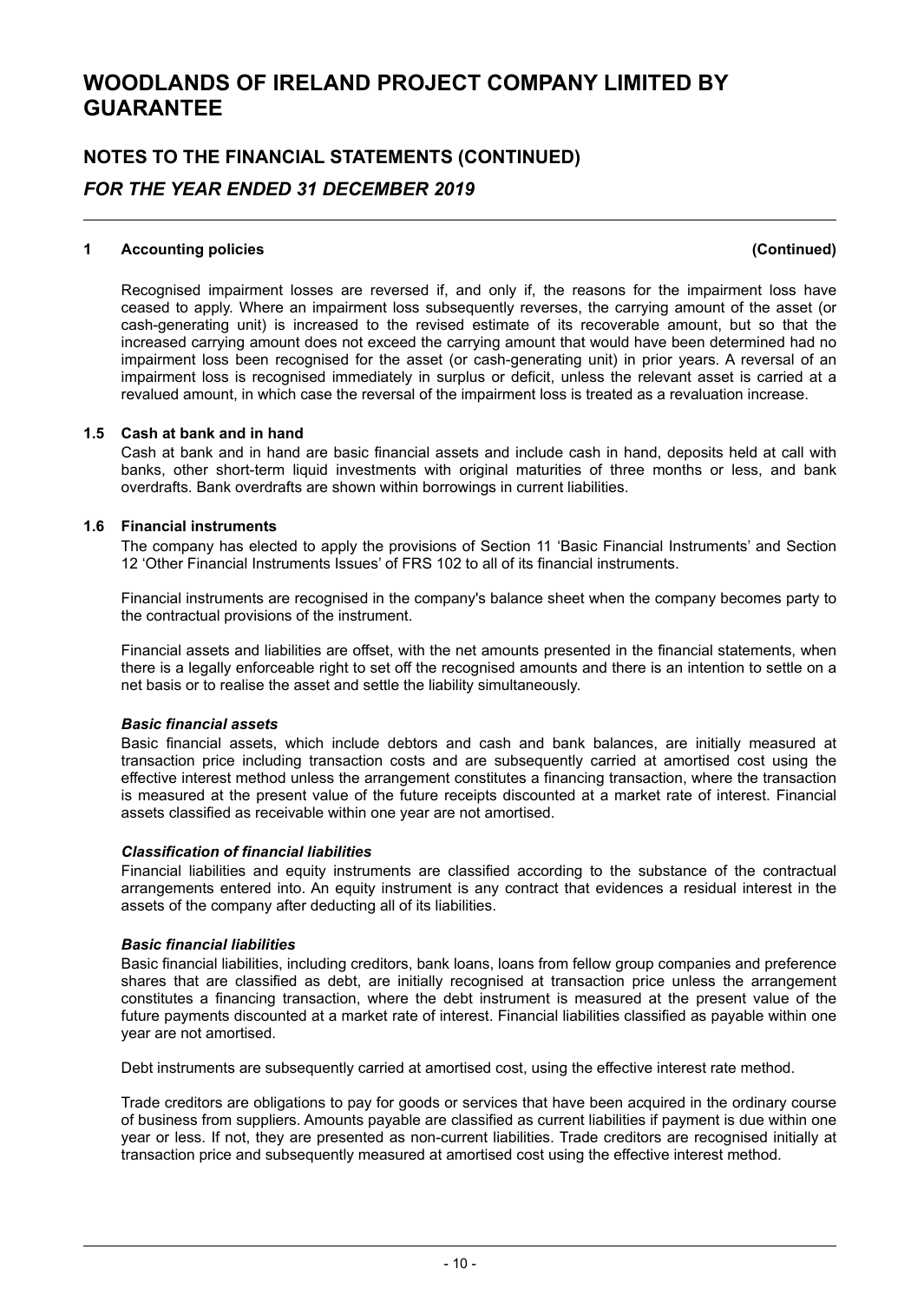## 1 Accounting policies (Continued)

Recognised impairment losses are reversed if, and only if, the reasons for the impairment loss have ceased to apply. Where an impairment loss subsequently reverses, the carrying amount of the asset (or cash-generating unit) is increased to the revised estimate of its recoverable amount, but so that the increased carrying amount does not exceed the carrying amount that would have been determined had no impairment loss been recognised for the asset (or cash-generating unit) in prior years. A reversal of an impairment loss is recognised immediately in surplus or deficit, unless the relevant asset is carried at a revalued amount, in which case the reversal of the impairment loss is treated as a revaluation increase.

### 1.5 Cash at bank and in hand

Cash at bank and in hand are basic financial assets and include cash in hand, deposits held at call with banks, other short-term liquid investments with original maturities of three months or less, and bank overdrafts. Bank overdrafts are shown within borrowings in current liabilities.

### 1.6 Financial instruments

The company has elected to apply the provisions of Section 11 'Basic Financial Instruments' and Section 12 'Other Financial Instruments Issues' of FRS 102 to all of its financial instruments.

Financial instruments are recognised in the company's balance sheet when the company becomes party to the contractual provisions of the instrument.

Financial assets and liabilities are offset, with the net amounts presented in the financial statements, when there is a legally enforceable right to set off the recognised amounts and there is an intention to settle on a net basis or to realise the asset and settle the liability simultaneously.

***Basic financial assets***

Basic financial assets, which include debtors and cash and bank balances, are initially measured at transaction price including transaction costs and are subsequently carried at amortised cost using the effective interest method unless the arrangement constitutes a financing transaction, where the transaction is measured at the present value of the future receipts discounted at a market rate of interest. Financial assets classified as receivable within one year are not amortised.

***Classification of financial liabilities***

Financial liabilities and equity instruments are classified according to the substance of the contractual arrangements entered into. An equity instrument is any contract that evidences a residual interest in the assets of the company after deducting all of its liabilities.

***Basic financial liabilities***

Basic financial liabilities, including creditors, bank loans, loans from fellow group companies and preference shares that are classified as debt, are initially recognised at transaction price unless the arrangement constitutes a financing transaction, where the debt instrument is measured at the present value of the future payments discounted at a market rate of interest. Financial liabilities classified as payable within one year are not amortised.

Debt instruments are subsequently carried at amortised cost, using the effective interest rate method.

Trade creditors are obligations to pay for goods or services that have been acquired in the ordinary course of business from suppliers. Amounts payable are classified as current liabilities if payment is due within one year or less. If not, they are presented as non-current liabilities. Trade creditors are recognised initially at transaction price and subsequently measured at amortised cost using the effective interest method.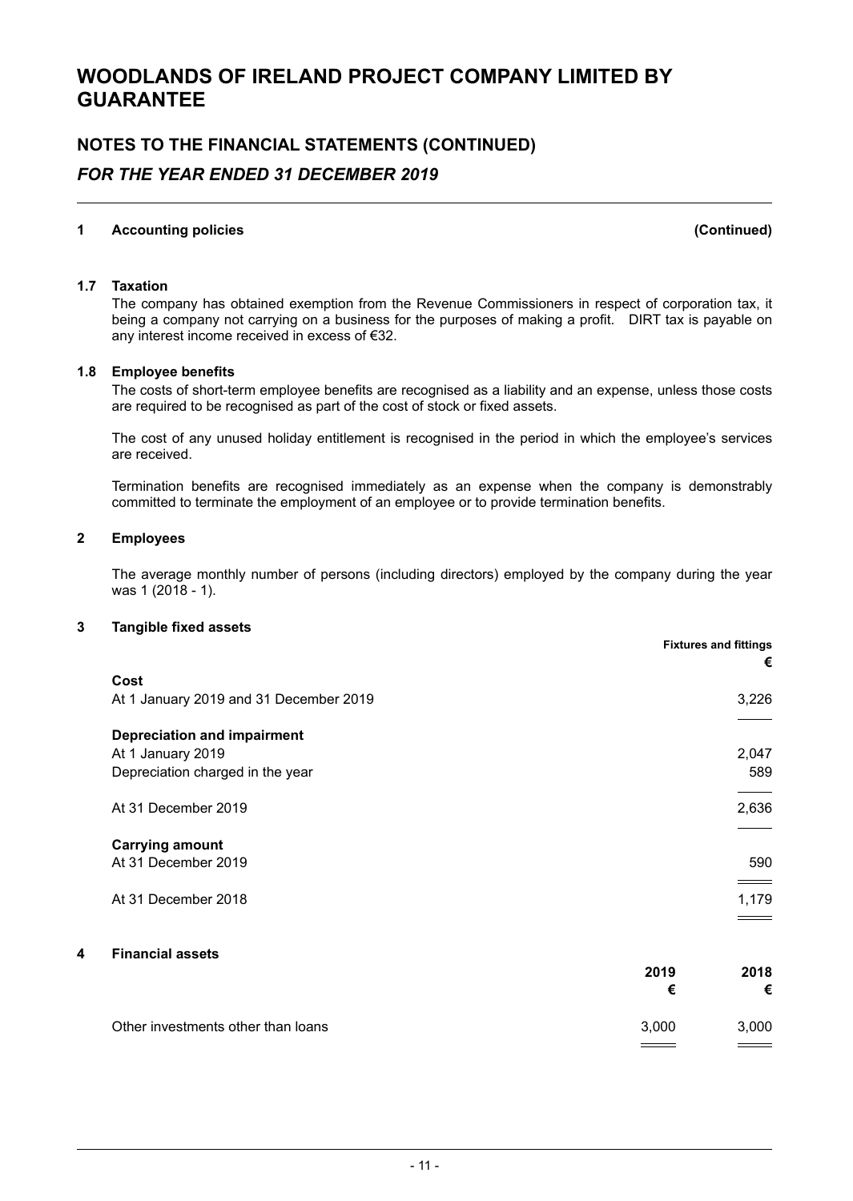# WOODLANDS OF IRELAND PROJECT COMPANY LIMITED BY GUARANTEE

## NOTES TO THE FINANCIAL STATEMENTS (CONTINUED)

### *FOR THE YEAR ENDED 31 DECEMBER 2019*

**1 Accounting policies (Continued)**

**1.7 Taxation**

The company has obtained exemption from the Revenue Commissioners in respect of corporation tax, it being a company not carrying on a business for the purposes of making a profit. DIRT tax is payable on any interest income received in excess of €32.

**1.8 Employee benefits**

The costs of short-term employee benefits are recognised as a liability and an expense, unless those costs are required to be recognised as part of the cost of stock or fixed assets.

The cost of any unused holiday entitlement is recognised in the period in which the employee's services are received.

Termination benefits are recognised immediately as an expense when the company is demonstrably committed to terminate the employment of an employee or to provide termination benefits.

**2 Employees**

The average monthly number of persons (including directors) employed by the company during the year was 1 (2018 - 1).

**3 Tangible fixed assets**

| | Fixtures and fittings |
|---|---|
| | € |
| **Cost** | |
| At 1 January 2019 and 31 December 2019 | 3,226 |
| **Depreciation and impairment** | |
| At 1 January 2019 | 2,047 |
| Depreciation charged in the year | 589 |
| At 31 December 2019 | 2,636 |
| **Carrying amount** | |
| At 31 December 2019 | 590 |
| At 31 December 2018 | 1,179 |

**4 Financial assets**

| | 2019 | 2018 |
|---|---|---|
| | € | € |
| Other investments other than loans | 3,000 | 3,000 |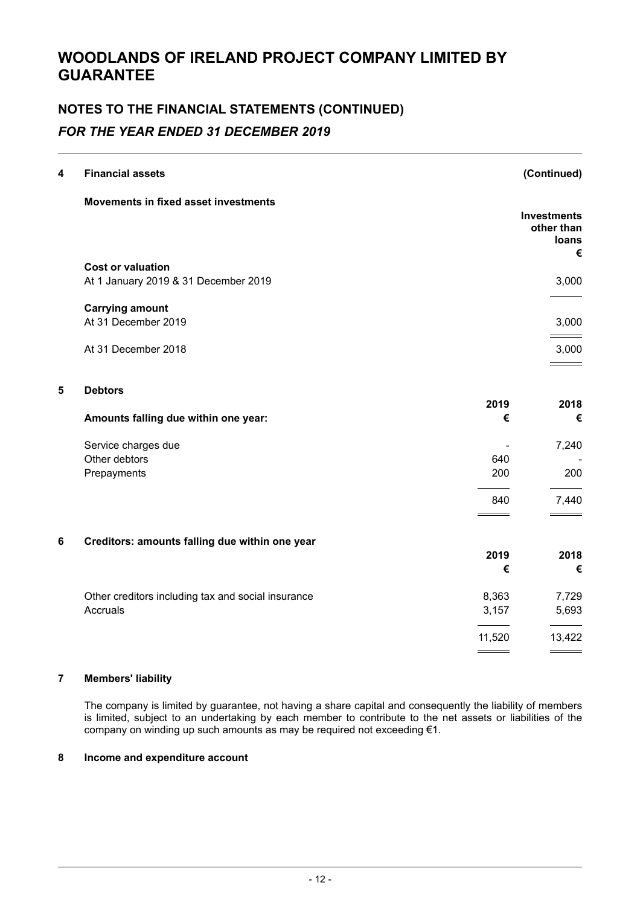# WOODLANDS OF IRELAND PROJECT COMPANY LIMITED BY GUARANTEE

## NOTES TO THE FINANCIAL STATEMENTS (CONTINUED)

### *FOR THE YEAR ENDED 31 DECEMBER 2019*

**4 Financial assets (Continued)**

**Movements in fixed asset investments**

| | Investments other than loans €|
|---|---|
| **Cost or valuation** | |
| At 1 January 2019 & 31 December 2019 | 3,000 |
| **Carrying amount** | |
| At 31 December 2019 | 3,000 |
| At 31 December 2018 | 3,000 |

**5 Debtors**

| Amounts falling due within one year: | 2019 € | 2018 € |
|---|---|---|
| Service charges due | - | 7,240 |
| Other debtors | 640 | - |
| Prepayments | 200 | 200 |
| | 840 | 7,440 |

**6 Creditors: amounts falling due within one year**

| | 2019 € | 2018 € |
|---|---|---|
| Other creditors including tax and social insurance | 8,363 | 7,729 |
| Accruals | 3,157 | 5,693 |
| | 11,520 | 13,422 |

**7 Members' liability**

The company is limited by guarantee, not having a share capital and consequently the liability of members is limited, subject to an undertaking by each member to contribute to the net assets or liabilities of the company on winding up such amounts as may be required not exceeding €1.

**8 Income and expenditure account**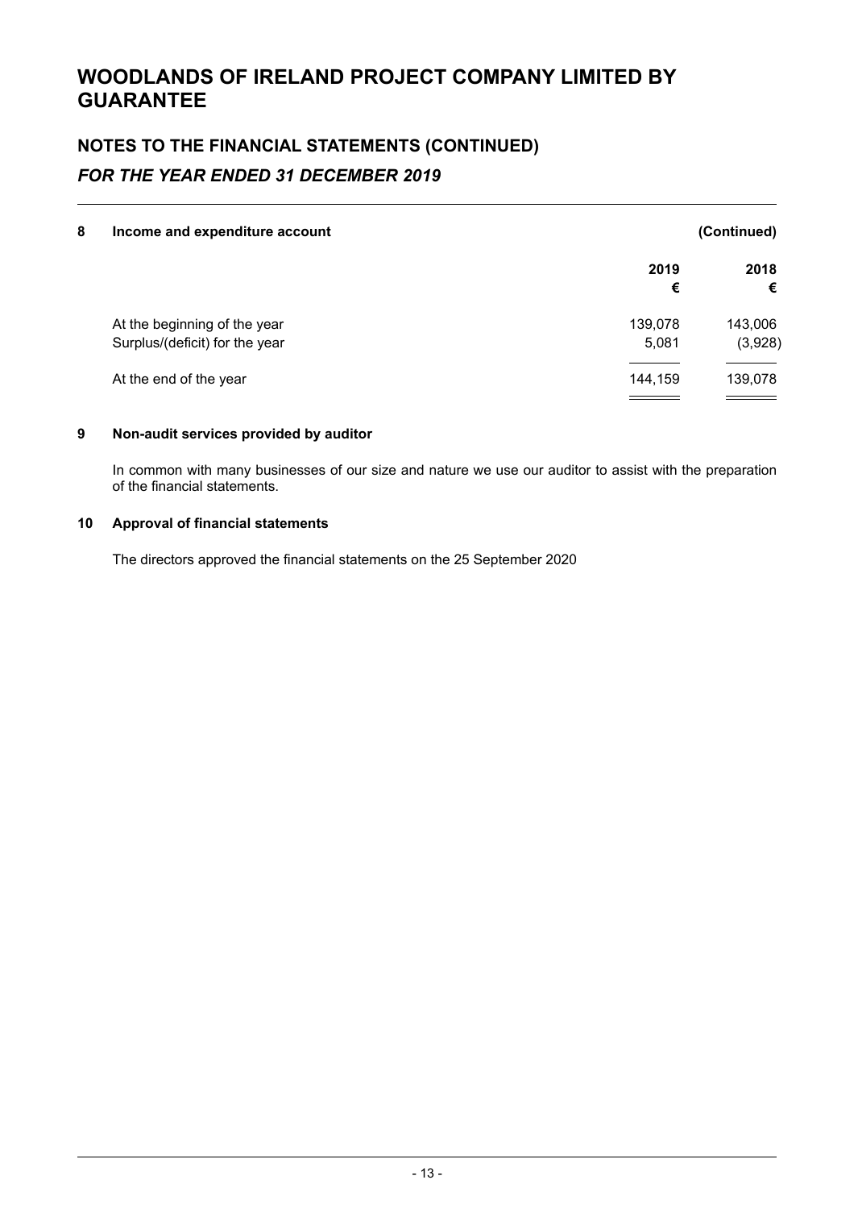# WOODLANDS OF IRELAND PROJECT COMPANY LIMITED BY GUARANTEE

## NOTES TO THE FINANCIAL STATEMENTS (CONTINUED)

### *FOR THE YEAR ENDED 31 DECEMBER 2019*

**8 Income and expenditure account** **(Continued)**

| | 2019 | 2018 |
|---|---|---|
| | € | € |
| At the beginning of the year | 139,078 | 143,006 |
| Surplus/(deficit) for the year | 5,081 | (3,928) |
| At the end of the year | 144,159 | 139,078 |

**9 Non-audit services provided by auditor**

In common with many businesses of our size and nature we use our auditor to assist with the preparation of the financial statements.

**10 Approval of financial statements**

The directors approved the financial statements on the 25 September 2020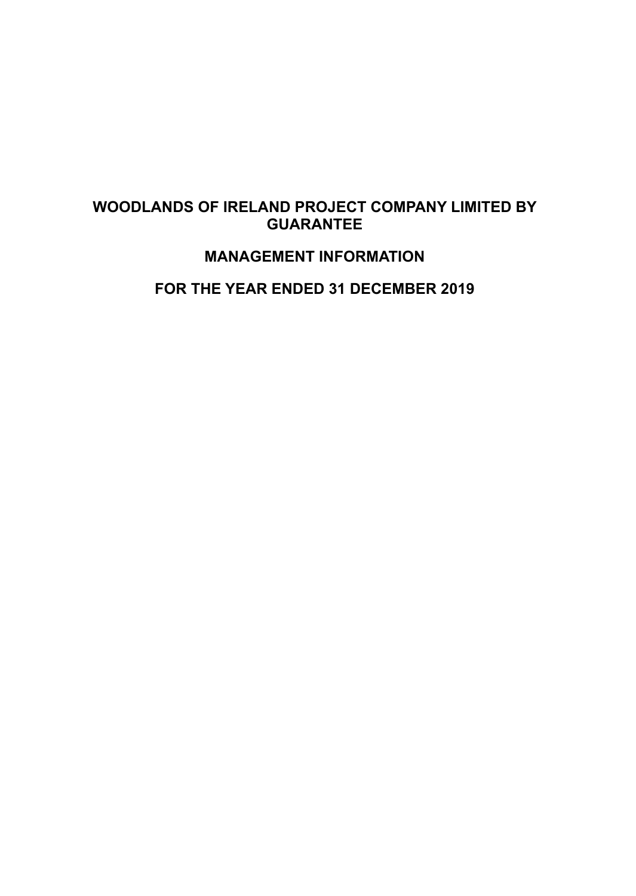# WOODLANDS OF IRELAND PROJECT COMPANY LIMITED BY GUARANTEE

## MANAGEMENT INFORMATION

## FOR THE YEAR ENDED 31 DECEMBER 2019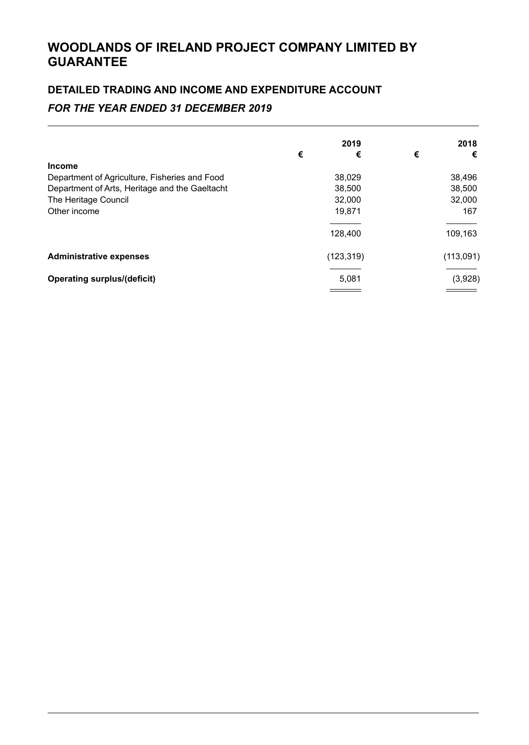# WOODLANDS OF IRELAND PROJECT COMPANY LIMITED BY GUARANTEE

## DETAILED TRADING AND INCOME AND EXPENDITURE ACCOUNT

### *FOR THE YEAR ENDED 31 DECEMBER 2019*

| | | 2019 | | 2018 |
|---|---|---|---|---|
| | € | € | € | € |
| **Income** | | | | |
| Department of Agriculture, Fisheries and Food | | 38,029 | | 38,496 |
| Department of Arts, Heritage and the Gaeltacht | | 38,500 | | 38,500 |
| The Heritage Council | | 32,000 | | 32,000 |
| Other income | | 19,871 | | 167 |
| | | 128,400 | | 109,163 |
| **Administrative expenses** | | (123,319) | | (113,091) |
| **Operating surplus/(deficit)** | | 5,081 | | (3,928) |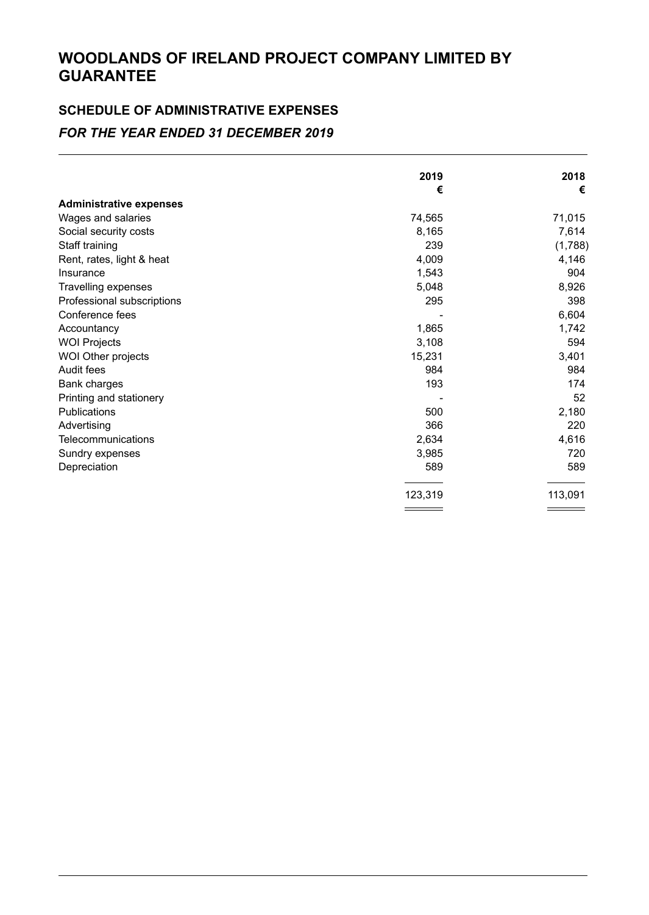# WOODLANDS OF IRELAND PROJECT COMPANY LIMITED BY GUARANTEE

## SCHEDULE OF ADMINISTRATIVE EXPENSES

### *FOR THE YEAR ENDED 31 DECEMBER 2019*

| | 2019<br>€ | 2018<br>€ |
|---|---|---|
| **Administrative expenses** | | |
| Wages and salaries | 74,565 | 71,015 |
| Social security costs | 8,165 | 7,614 |
| Staff training | 239 | (1,788) |
| Rent, rates, light & heat | 4,009 | 4,146 |
| Insurance | 1,543 | 904 |
| Travelling expenses | 5,048 | 8,926 |
| Professional subscriptions | 295 | 398 |
| Conference fees | - | 6,604 |
| Accountancy | 1,865 | 1,742 |
| WOI Projects | 3,108 | 594 |
| WOI Other projects | 15,231 | 3,401 |
| Audit fees | 984 | 984 |
| Bank charges | 193 | 174 |
| Printing and stationery | - | 52 |
| Publications | 500 | 2,180 |
| Advertising | 366 | 220 |
| Telecommunications | 2,634 | 4,616 |
| Sundry expenses | 3,985 | 720 |
| Depreciation | 589 | 589 |
| | 123,319 | 113,091 |